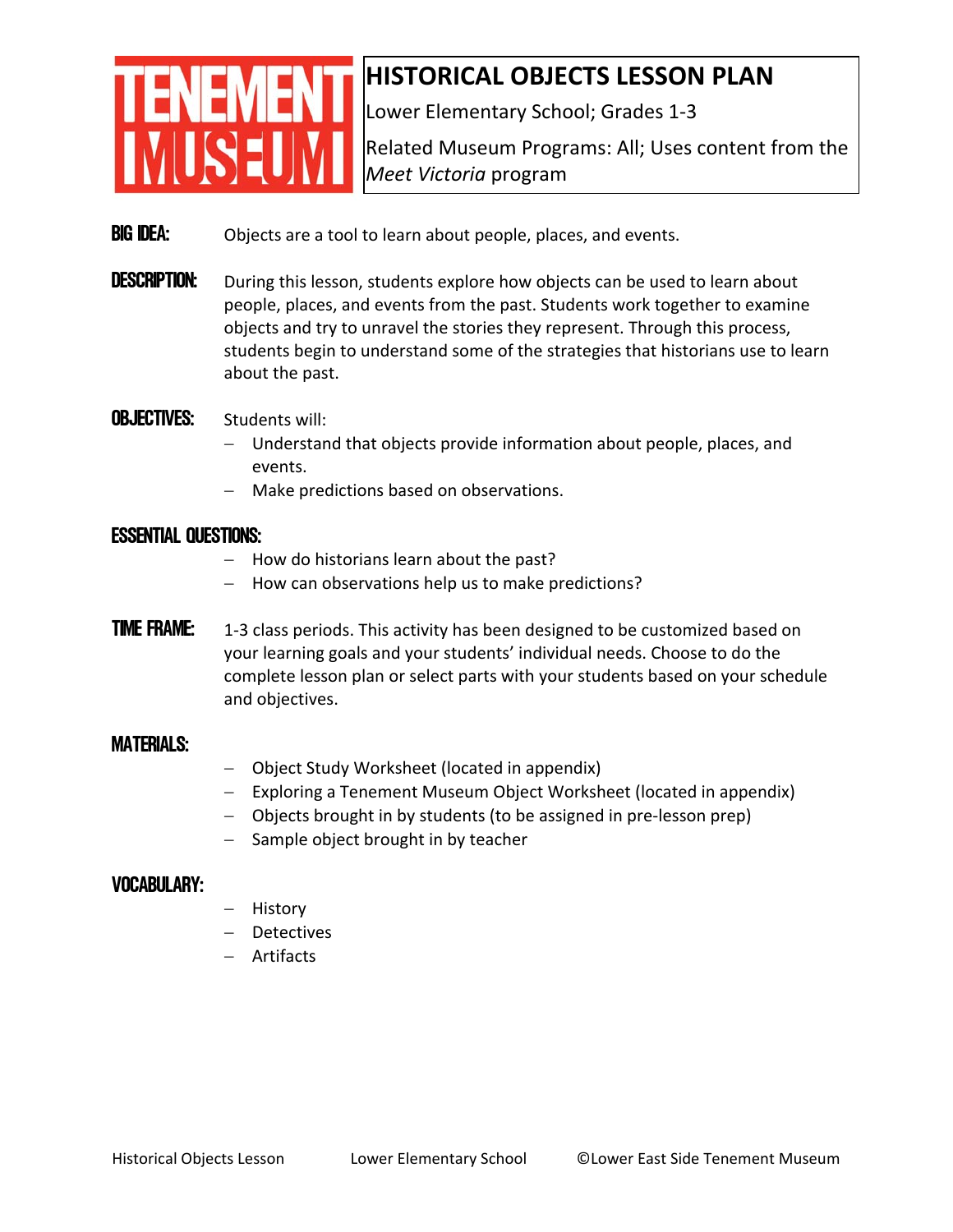TENEMENT MUSEUM

# HISTORICAL OBJECTS LESSON PLAN

Lower Elementary School; Grades 1-3

Related Museum Programs: All; Uses content from the *Meet Victoria* program

**BIG IDEA:** Objects are a tool to learn about people, places, and events.

**DESCRIPTION:** During this lesson, students explore how objects can be used to learn about people, places, and events from the past. Students work together to examine objects and try to unravel the stories they represent. Through this process, students begin to understand some of the strategies that historians use to learn about the past.

**OBJECTIVES:** Students will:

- Understand that objects provide information about people, places, and events.
- Make predictions based on observations.

**ESSENTIAL QUESTIONS:**

- How do historians learn about the past?
- How can observations help us to make predictions?

**TIME FRAME:** 1-3 class periods. This activity has been designed to be customized based on your learning goals and your students' individual needs. Choose to do the complete lesson plan or select parts with your students based on your schedule and objectives.

**MATERIALS:**

- Object Study Worksheet (located in appendix)
- Exploring a Tenement Museum Object Worksheet (located in appendix)
- Objects brought in by students (to be assigned in pre-lesson prep)
- Sample object brought in by teacher

**VOCABULARY:**

- History
- Detectives
- Artifacts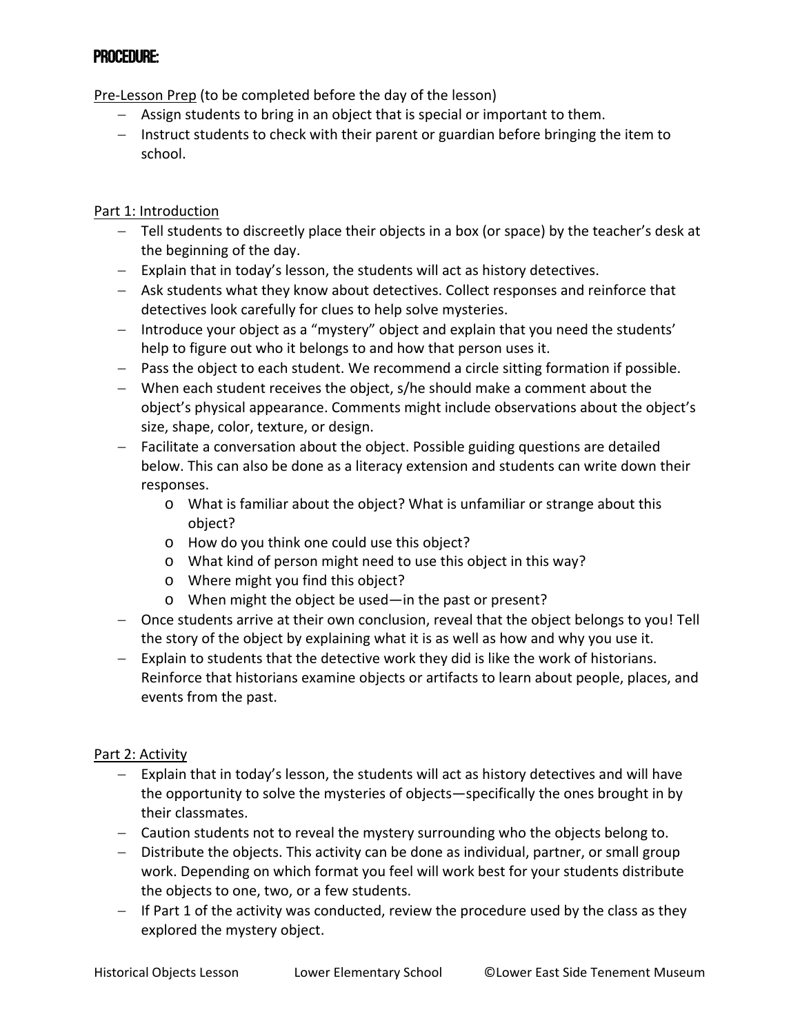## PROCEDURE:

Pre-Lesson Prep (to be completed before the day of the lesson)

- Assign students to bring in an object that is special or important to them.
- Instruct students to check with their parent or guardian before bringing the item to school.

Part 1: Introduction

- Tell students to discreetly place their objects in a box (or space) by the teacher's desk at the beginning of the day.
- Explain that in today's lesson, the students will act as history detectives.
- Ask students what they know about detectives. Collect responses and reinforce that detectives look carefully for clues to help solve mysteries.
- Introduce your object as a "mystery" object and explain that you need the students' help to figure out who it belongs to and how that person uses it.
- Pass the object to each student. We recommend a circle sitting formation if possible.
- When each student receives the object, s/he should make a comment about the object's physical appearance. Comments might include observations about the object's size, shape, color, texture, or design.
- Facilitate a conversation about the object. Possible guiding questions are detailed below. This can also be done as a literacy extension and students can write down their responses.
  - What is familiar about the object? What is unfamiliar or strange about this object?
  - How do you think one could use this object?
  - What kind of person might need to use this object in this way?
  - Where might you find this object?
  - When might the object be used—in the past or present?
- Once students arrive at their own conclusion, reveal that the object belongs to you! Tell the story of the object by explaining what it is as well as how and why you use it.
- Explain to students that the detective work they did is like the work of historians. Reinforce that historians examine objects or artifacts to learn about people, places, and events from the past.

Part 2: Activity

- Explain that in today's lesson, the students will act as history detectives and will have the opportunity to solve the mysteries of objects—specifically the ones brought in by their classmates.
- Caution students not to reveal the mystery surrounding who the objects belong to.
- Distribute the objects. This activity can be done as individual, partner, or small group work. Depending on which format you feel will work best for your students distribute the objects to one, two, or a few students.
- If Part 1 of the activity was conducted, review the procedure used by the class as they explored the mystery object.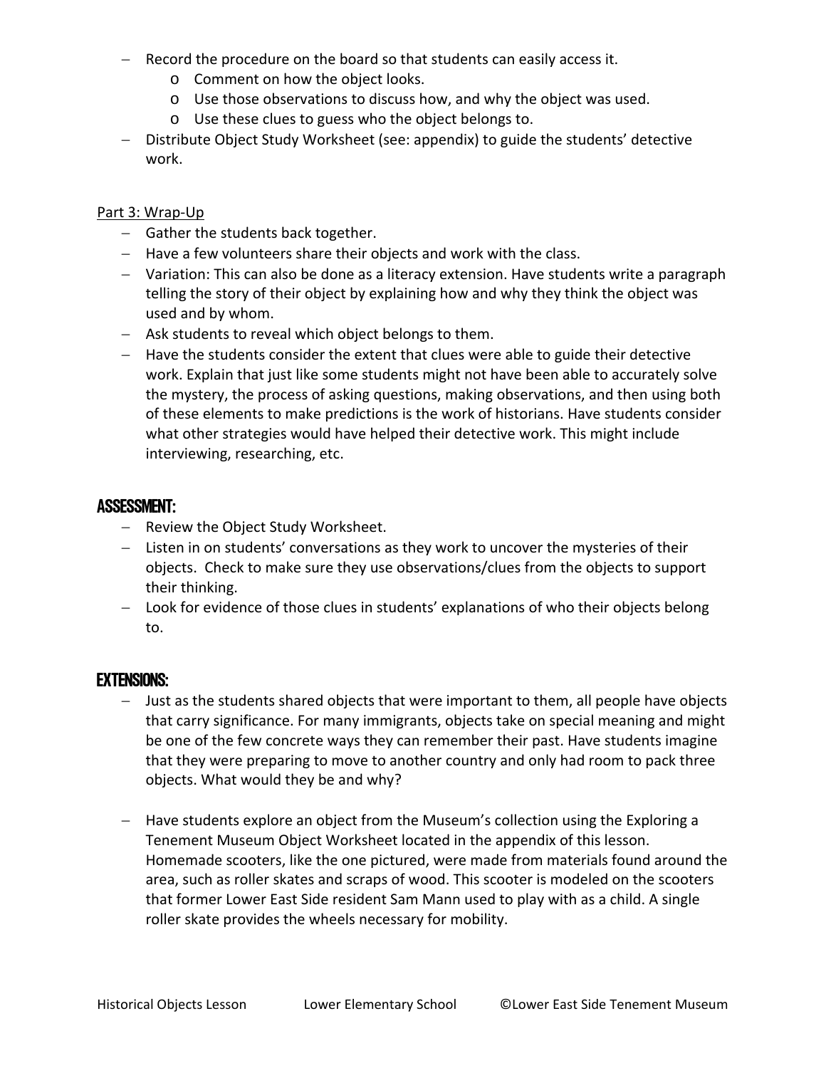- Record the procedure on the board so that students can easily access it.
  - Comment on how the object looks.
  - Use those observations to discuss how, and why the object was used.
  - Use these clues to guess who the object belongs to.
- Distribute Object Study Worksheet (see: appendix) to guide the students' detective work.

Part 3: Wrap-Up

- Gather the students back together.
- Have a few volunteers share their objects and work with the class.
- Variation: This can also be done as a literacy extension. Have students write a paragraph telling the story of their object by explaining how and why they think the object was used and by whom.
- Ask students to reveal which object belongs to them.
- Have the students consider the extent that clues were able to guide their detective work. Explain that just like some students might not have been able to accurately solve the mystery, the process of asking questions, making observations, and then using both of these elements to make predictions is the work of historians. Have students consider what other strategies would have helped their detective work. This might include interviewing, researching, etc.

## Assessment:

- Review the Object Study Worksheet.
- Listen in on students' conversations as they work to uncover the mysteries of their objects. Check to make sure they use observations/clues from the objects to support their thinking.
- Look for evidence of those clues in students' explanations of who their objects belong to.

## Extensions:

- Just as the students shared objects that were important to them, all people have objects that carry significance. For many immigrants, objects take on special meaning and might be one of the few concrete ways they can remember their past. Have students imagine that they were preparing to move to another country and only had room to pack three objects. What would they be and why?

- Have students explore an object from the Museum's collection using the Exploring a Tenement Museum Object Worksheet located in the appendix of this lesson. Homemade scooters, like the one pictured, were made from materials found around the area, such as roller skates and scraps of wood. This scooter is modeled on the scooters that former Lower East Side resident Sam Mann used to play with as a child. A single roller skate provides the wheels necessary for mobility.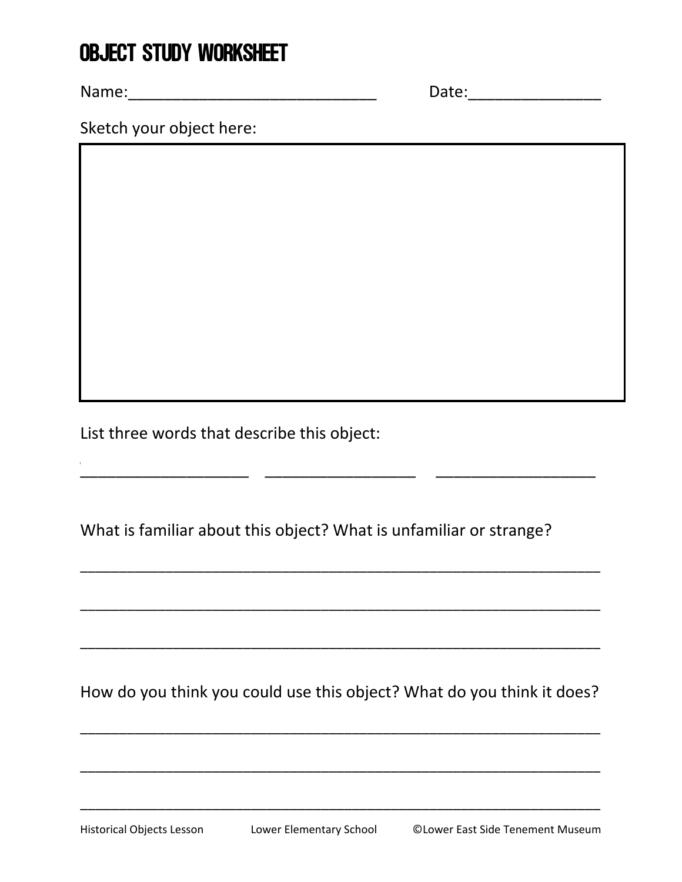# Object Study Worksheet

Name:_____________________________ Date:_______________

Sketch your object here:

List three words that describe this object:

____________________ __________________ ___________________

What is familiar about this object? What is unfamiliar or strange?

______________________________________________________________

______________________________________________________________

______________________________________________________________

How do you think you could use this object? What do you think it does?

______________________________________________________________

______________________________________________________________

______________________________________________________________

Historical Objects Lesson Lower Elementary School ©Lower East Side Tenement Museum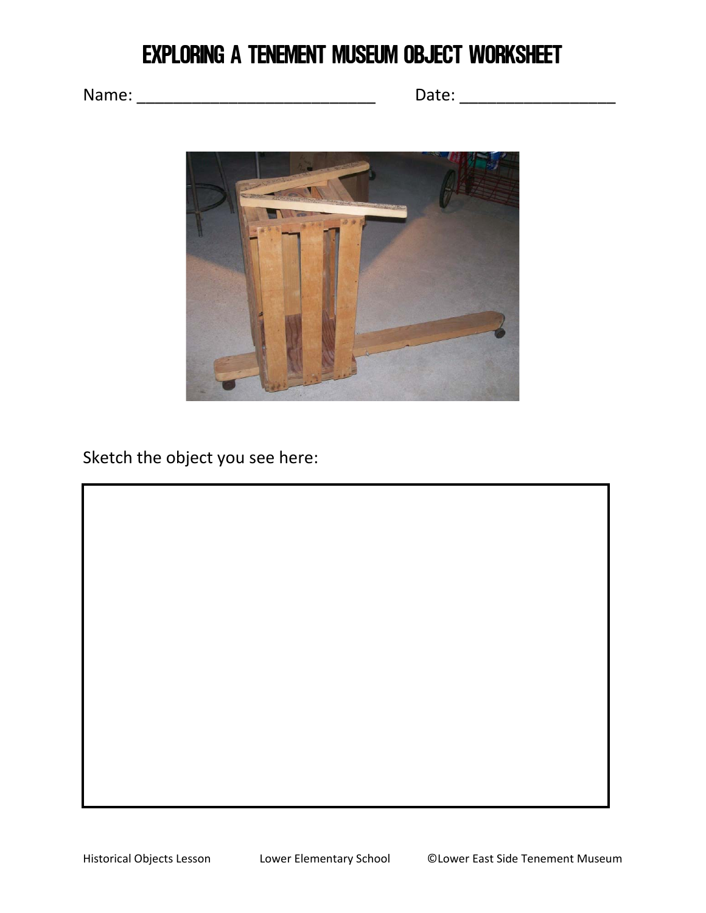# Exploring a Tenement Museum Object Worksheet

Name: ___________________________ Date: _________________

Sketch the object you see here: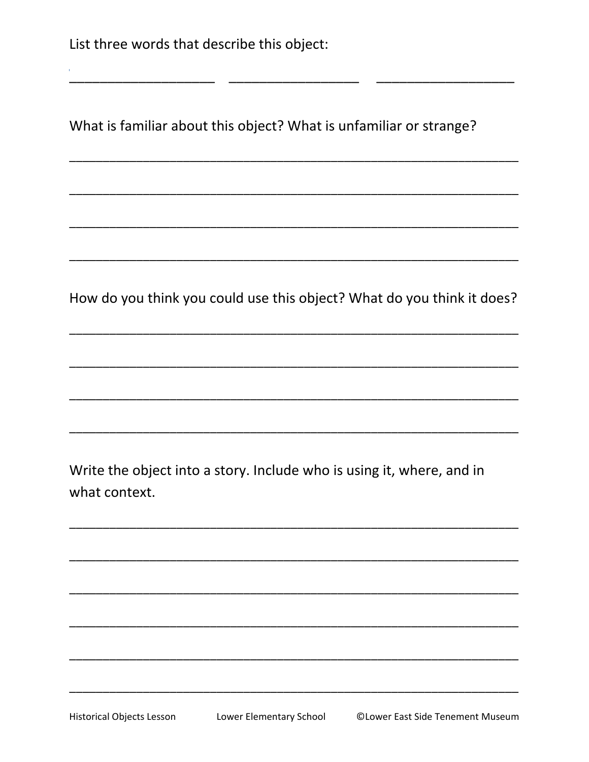List three words that describe this object:

____________________ ____________________ ____________________

What is familiar about this object? What is unfamiliar or strange?

______________________________________________________________

______________________________________________________________

______________________________________________________________

______________________________________________________________

How do you think you could use this object? What do you think it does?

______________________________________________________________

______________________________________________________________

______________________________________________________________

______________________________________________________________

Write the object into a story. Include who is using it, where, and in what context.

______________________________________________________________

______________________________________________________________

______________________________________________________________

______________________________________________________________

______________________________________________________________

______________________________________________________________